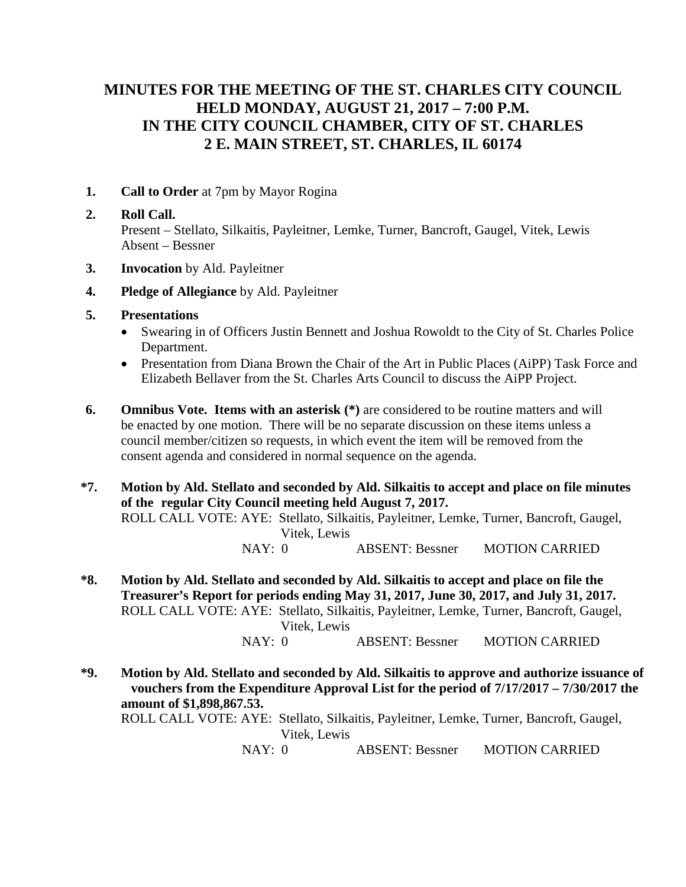# MINUTES FOR THE MEETING OF THE ST. CHARLES CITY COUNCIL HELD MONDAY, AUGUST 21, 2017 – 7:00 P.M. IN THE CITY COUNCIL CHAMBER, CITY OF ST. CHARLES 2 E. MAIN STREET, ST. CHARLES, IL 60174

**1. Call to Order** at 7pm by Mayor Rogina

**2. Roll Call.**
Present – Stellato, Silkaitis, Payleitner, Lemke, Turner, Bancroft, Gaugel, Vitek, Lewis
Absent – Bessner

**3. Invocation** by Ald. Payleitner

**4. Pledge of Allegiance** by Ald. Payleitner

**5. Presentations**

- Swearing in of Officers Justin Bennett and Joshua Rowoldt to the City of St. Charles Police Department.
- Presentation from Diana Brown the Chair of the Art in Public Places (AiPP) Task Force and Elizabeth Bellaver from the St. Charles Arts Council to discuss the AiPP Project.

**6. Omnibus Vote. Items with an asterisk (*)** are considered to be routine matters and will be enacted by one motion. There will be no separate discussion on these items unless a council member/citizen so requests, in which event the item will be removed from the consent agenda and considered in normal sequence on the agenda.

***7. Motion by Ald. Stellato and seconded by Ald. Silkaitis to accept and place on file minutes of the regular City Council meeting held August 7, 2017.**
ROLL CALL VOTE: AYE: Stellato, Silkaitis, Payleitner, Lemke, Turner, Bancroft, Gaugel, Vitek, Lewis
NAY: 0 ABSENT: Bessner MOTION CARRIED

***8. Motion by Ald. Stellato and seconded by Ald. Silkaitis to accept and place on file the Treasurer's Report for periods ending May 31, 2017, June 30, 2017, and July 31, 2017.**
ROLL CALL VOTE: AYE: Stellato, Silkaitis, Payleitner, Lemke, Turner, Bancroft, Gaugel, Vitek, Lewis
NAY: 0 ABSENT: Bessner MOTION CARRIED

***9. Motion by Ald. Stellato and seconded by Ald. Silkaitis to approve and authorize issuance of vouchers from the Expenditure Approval List for the period of 7/17/2017 – 7/30/2017 the amount of $1,898,867.53.**
ROLL CALL VOTE: AYE: Stellato, Silkaitis, Payleitner, Lemke, Turner, Bancroft, Gaugel, Vitek, Lewis
NAY: 0 ABSENT: Bessner MOTION CARRIED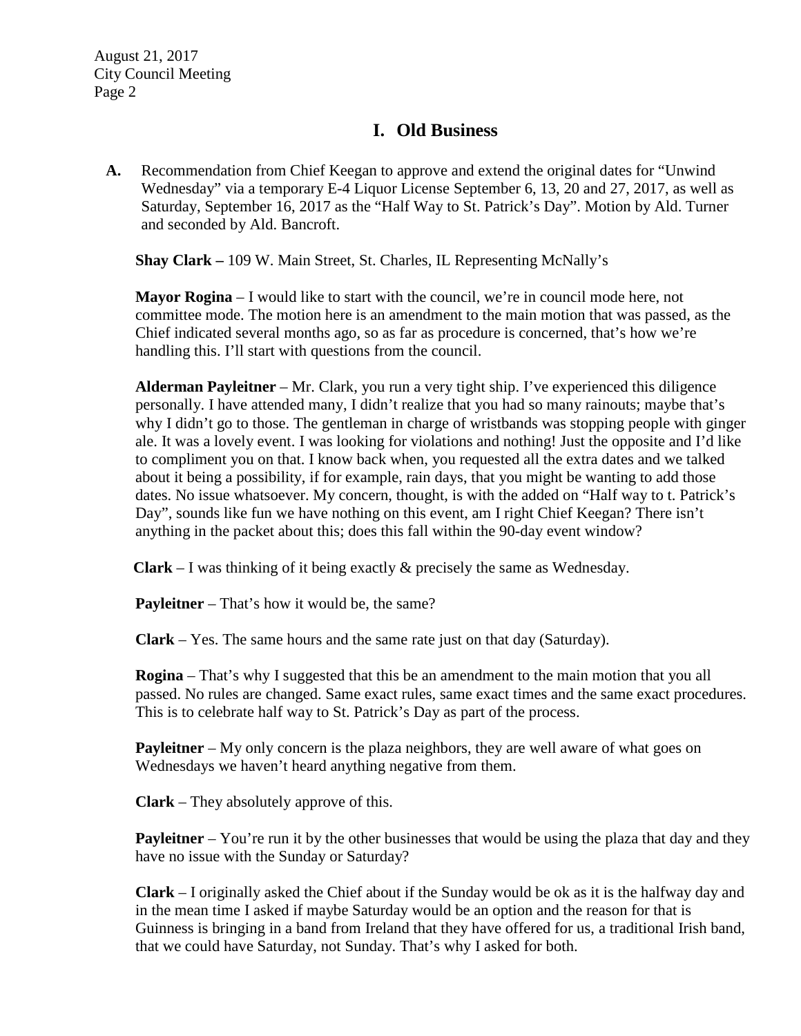# I. Old Business

**A.** Recommendation from Chief Keegan to approve and extend the original dates for "Unwind Wednesday" via a temporary E-4 Liquor License September 6, 13, 20 and 27, 2017, as well as Saturday, September 16, 2017 as the "Half Way to St. Patrick's Day". Motion by Ald. Turner and seconded by Ald. Bancroft.

**Shay Clark –** 109 W. Main Street, St. Charles, IL Representing McNally's

**Mayor Rogina** – I would like to start with the council, we're in council mode here, not committee mode. The motion here is an amendment to the main motion that was passed, as the Chief indicated several months ago, so as far as procedure is concerned, that's how we're handling this. I'll start with questions from the council.

**Alderman Payleitner** – Mr. Clark, you run a very tight ship. I've experienced this diligence personally. I have attended many, I didn't realize that you had so many rainouts; maybe that's why I didn't go to those. The gentleman in charge of wristbands was stopping people with ginger ale. It was a lovely event. I was looking for violations and nothing! Just the opposite and I'd like to compliment you on that. I know back when, you requested all the extra dates and we talked about it being a possibility, if for example, rain days, that you might be wanting to add those dates. No issue whatsoever. My concern, thought, is with the added on "Half way to t. Patrick's Day", sounds like fun we have nothing on this event, am I right Chief Keegan? There isn't anything in the packet about this; does this fall within the 90-day event window?

**Clark** – I was thinking of it being exactly & precisely the same as Wednesday.

**Payleitner** – That's how it would be, the same?

**Clark** – Yes. The same hours and the same rate just on that day (Saturday).

**Rogina** – That's why I suggested that this be an amendment to the main motion that you all passed. No rules are changed. Same exact rules, same exact times and the same exact procedures. This is to celebrate half way to St. Patrick's Day as part of the process.

**Payleitner** – My only concern is the plaza neighbors, they are well aware of what goes on Wednesdays we haven't heard anything negative from them.

**Clark** – They absolutely approve of this.

**Payleitner** – You're run it by the other businesses that would be using the plaza that day and they have no issue with the Sunday or Saturday?

**Clark** – I originally asked the Chief about if the Sunday would be ok as it is the halfway day and in the mean time I asked if maybe Saturday would be an option and the reason for that is Guinness is bringing in a band from Ireland that they have offered for us, a traditional Irish band, that we could have Saturday, not Sunday. That's why I asked for both.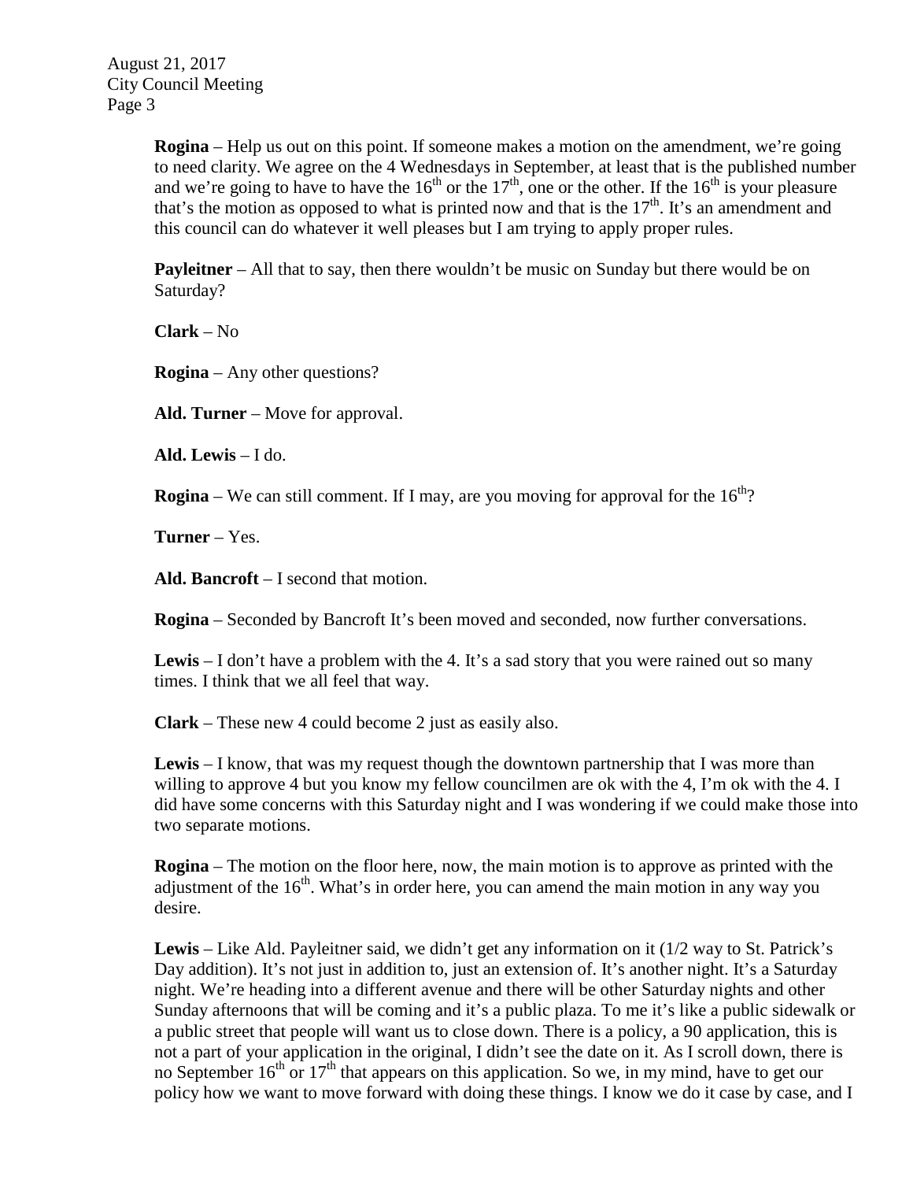**Rogina** – Help us out on this point. If someone makes a motion on the amendment, we're going to need clarity. We agree on the 4 Wednesdays in September, at least that is the published number and we're going to have to have the 16th or the 17th, one or the other. If the 16th is your pleasure that's the motion as opposed to what is printed now and that is the 17th. It's an amendment and this council can do whatever it well pleases but I am trying to apply proper rules.

**Payleitner** – All that to say, then there wouldn't be music on Sunday but there would be on Saturday?

**Clark** – No

**Rogina** – Any other questions?

**Ald. Turner** – Move for approval.

**Ald. Lewis** – I do.

**Rogina** – We can still comment. If I may, are you moving for approval for the 16th?

**Turner** – Yes.

**Ald. Bancroft** – I second that motion.

**Rogina** – Seconded by Bancroft It's been moved and seconded, now further conversations.

**Lewis** – I don't have a problem with the 4. It's a sad story that you were rained out so many times. I think that we all feel that way.

**Clark** – These new 4 could become 2 just as easily also.

**Lewis** – I know, that was my request though the downtown partnership that I was more than willing to approve 4 but you know my fellow councilmen are ok with the 4, I'm ok with the 4. I did have some concerns with this Saturday night and I was wondering if we could make those into two separate motions.

**Rogina** – The motion on the floor here, now, the main motion is to approve as printed with the adjustment of the 16th. What's in order here, you can amend the main motion in any way you desire.

**Lewis** – Like Ald. Payleitner said, we didn't get any information on it (1/2 way to St. Patrick's Day addition). It's not just in addition to, just an extension of. It's another night. It's a Saturday night. We're heading into a different avenue and there will be other Saturday nights and other Sunday afternoons that will be coming and it's a public plaza. To me it's like a public sidewalk or a public street that people will want us to close down. There is a policy, a 90 application, this is not a part of your application in the original, I didn't see the date on it. As I scroll down, there is no September 16th or 17th that appears on this application. So we, in my mind, have to get our policy how we want to move forward with doing these things. I know we do it case by case, and I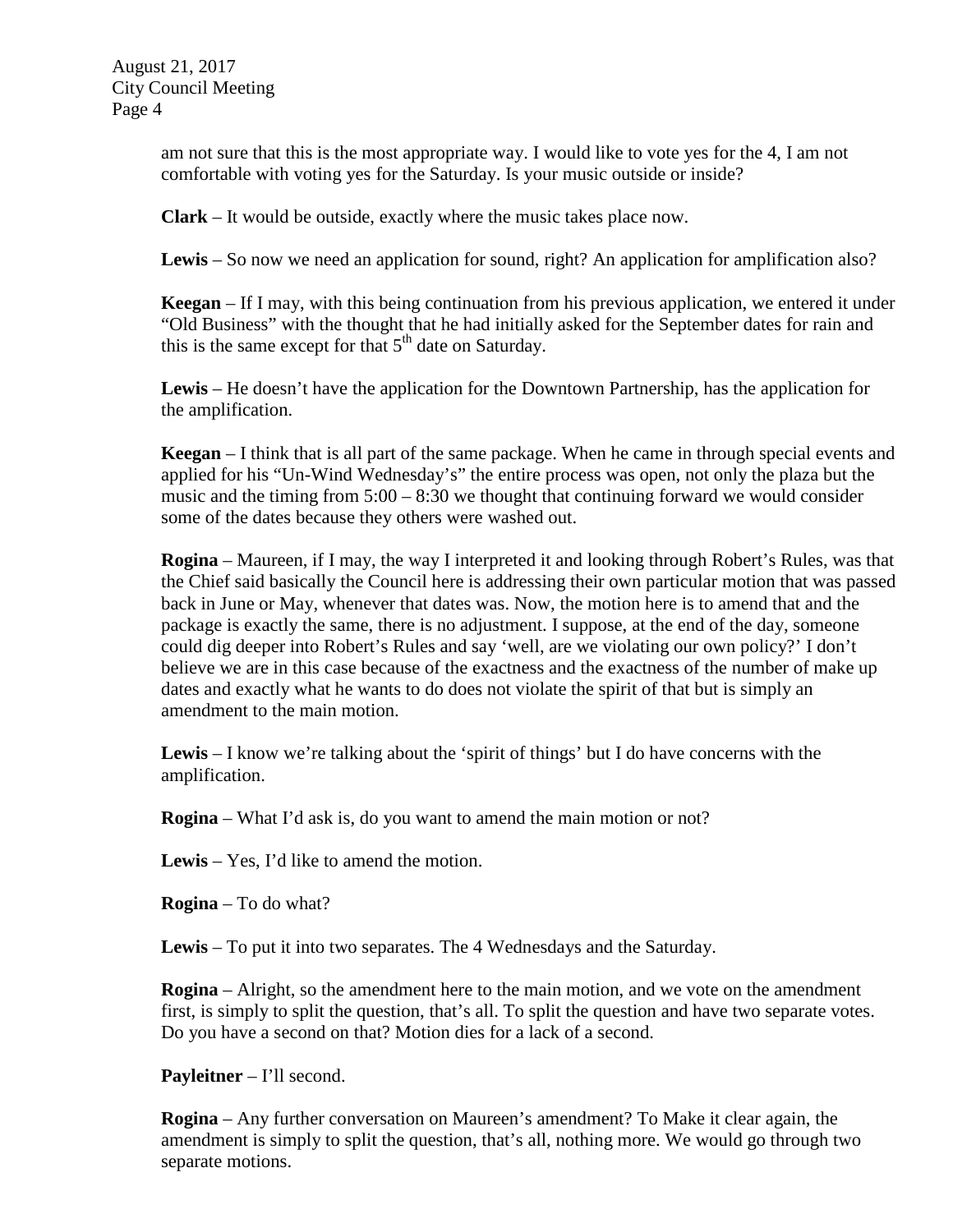am not sure that this is the most appropriate way. I would like to vote yes for the 4, I am not comfortable with voting yes for the Saturday. Is your music outside or inside?

**Clark** – It would be outside, exactly where the music takes place now.

**Lewis** – So now we need an application for sound, right? An application for amplification also?

**Keegan** – If I may, with this being continuation from his previous application, we entered it under "Old Business" with the thought that he had initially asked for the September dates for rain and this is the same except for that 5th date on Saturday.

**Lewis** – He doesn't have the application for the Downtown Partnership, has the application for the amplification.

**Keegan** – I think that is all part of the same package. When he came in through special events and applied for his "Un-Wind Wednesday's" the entire process was open, not only the plaza but the music and the timing from 5:00 – 8:30 we thought that continuing forward we would consider some of the dates because they others were washed out.

**Rogina** – Maureen, if I may, the way I interpreted it and looking through Robert's Rules, was that the Chief said basically the Council here is addressing their own particular motion that was passed back in June or May, whenever that dates was. Now, the motion here is to amend that and the package is exactly the same, there is no adjustment. I suppose, at the end of the day, someone could dig deeper into Robert's Rules and say 'well, are we violating our own policy?' I don't believe we are in this case because of the exactness and the exactness of the number of make up dates and exactly what he wants to do does not violate the spirit of that but is simply an amendment to the main motion.

**Lewis** – I know we're talking about the 'spirit of things' but I do have concerns with the amplification.

**Rogina** – What I'd ask is, do you want to amend the main motion or not?

**Lewis** – Yes, I'd like to amend the motion.

**Rogina** – To do what?

**Lewis** – To put it into two separates. The 4 Wednesdays and the Saturday.

**Rogina** – Alright, so the amendment here to the main motion, and we vote on the amendment first, is simply to split the question, that's all. To split the question and have two separate votes. Do you have a second on that? Motion dies for a lack of a second.

**Payleitner** – I'll second.

**Rogina** – Any further conversation on Maureen's amendment? To Make it clear again, the amendment is simply to split the question, that's all, nothing more. We would go through two separate motions.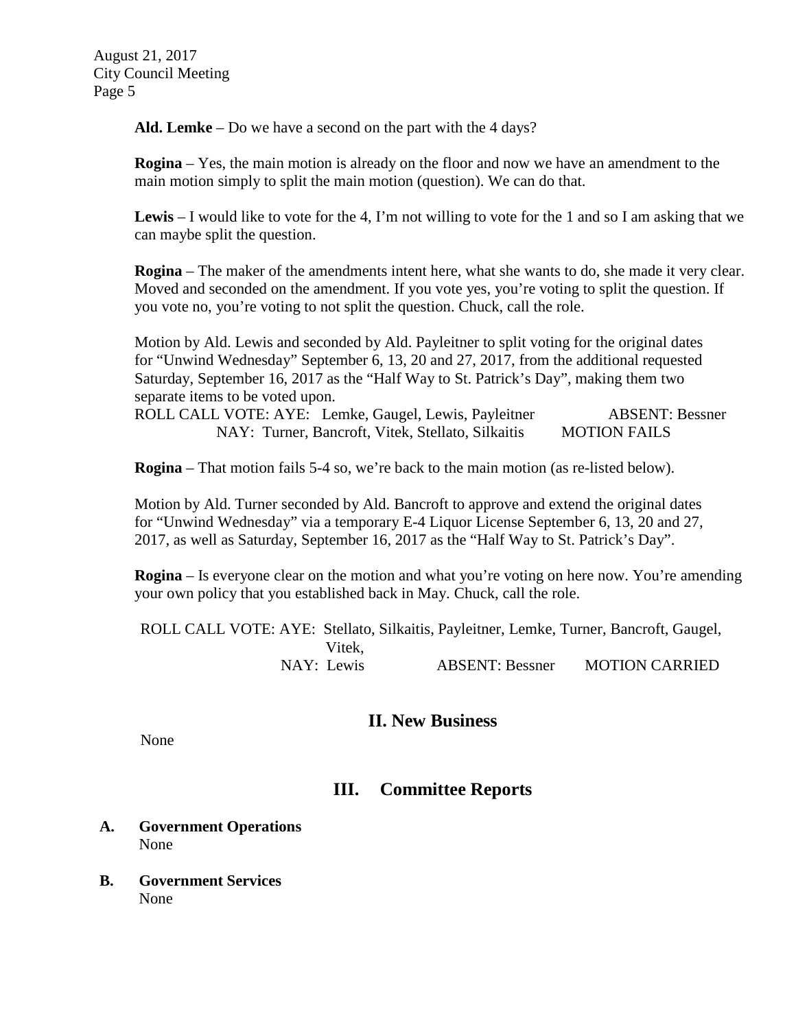**Ald. Lemke** – Do we have a second on the part with the 4 days?

**Rogina** – Yes, the main motion is already on the floor and now we have an amendment to the main motion simply to split the main motion (question). We can do that.

**Lewis** – I would like to vote for the 4, I'm not willing to vote for the 1 and so I am asking that we can maybe split the question.

**Rogina** – The maker of the amendments intent here, what she wants to do, she made it very clear. Moved and seconded on the amendment. If you vote yes, you're voting to split the question. If you vote no, you're voting to not split the question. Chuck, call the role.

Motion by Ald. Lewis and seconded by Ald. Payleitner to split voting for the original dates for "Unwind Wednesday" September 6, 13, 20 and 27, 2017, from the additional requested Saturday, September 16, 2017 as the "Half Way to St. Patrick's Day", making them two separate items to be voted upon.
ROLL CALL VOTE: AYE: Lemke, Gaugel, Lewis, Payleitner ABSENT: Bessner
NAY: Turner, Bancroft, Vitek, Stellato, Silkaitis MOTION FAILS

**Rogina** – That motion fails 5-4 so, we're back to the main motion (as re-listed below).

Motion by Ald. Turner seconded by Ald. Bancroft to approve and extend the original dates for "Unwind Wednesday" via a temporary E-4 Liquor License September 6, 13, 20 and 27, 2017, as well as Saturday, September 16, 2017 as the "Half Way to St. Patrick's Day".

**Rogina** – Is everyone clear on the motion and what you're voting on here now. You're amending your own policy that you established back in May. Chuck, call the role.

ROLL CALL VOTE: AYE: Stellato, Silkaitis, Payleitner, Lemke, Turner, Bancroft, Gaugel, Vitek,
NAY: Lewis ABSENT: Bessner MOTION CARRIED

## II. New Business

None

## III. Committee Reports

**A. Government Operations**
None

**B. Government Services**
None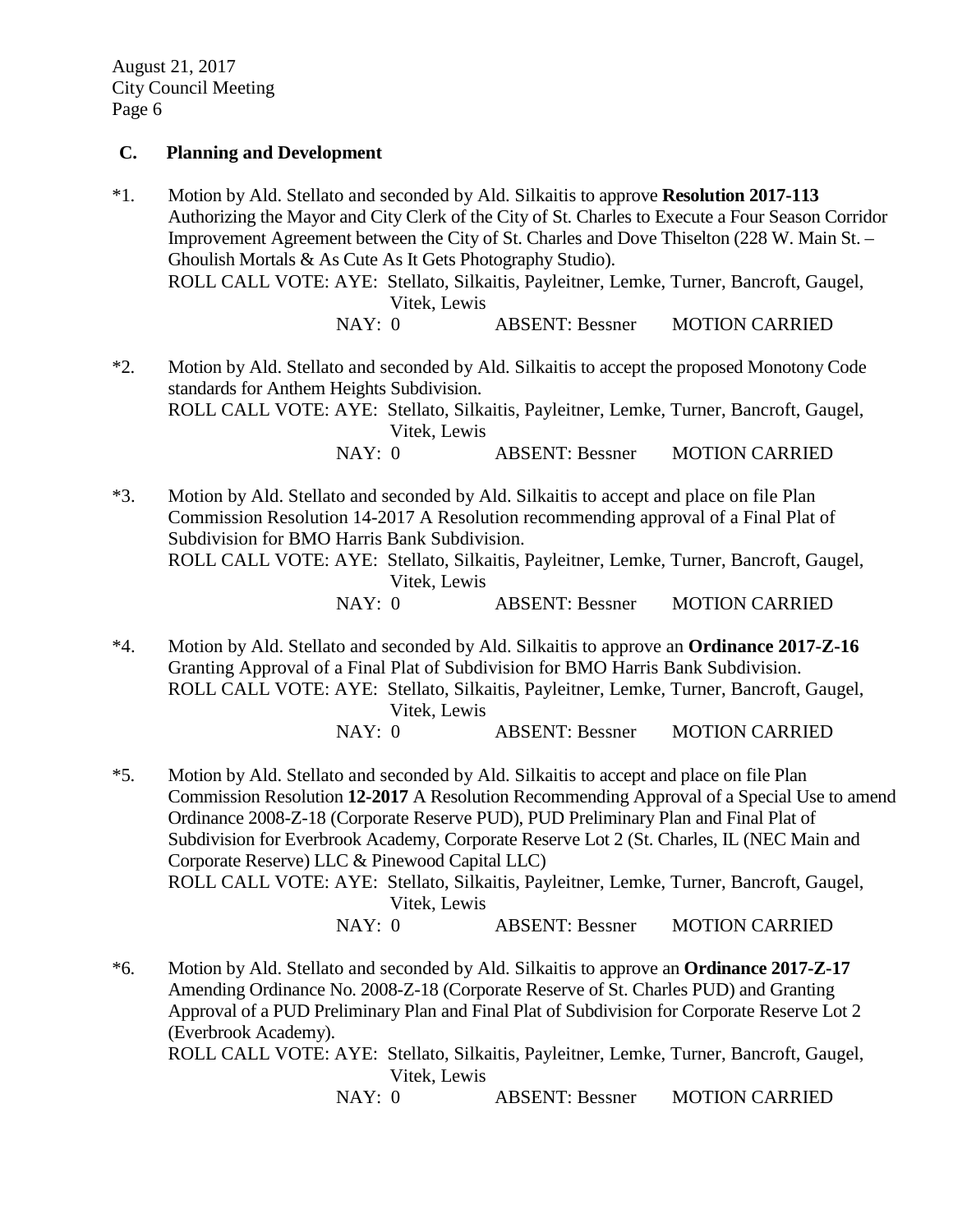### C. Planning and Development

*1. Motion by Ald. Stellato and seconded by Ald. Silkaitis to approve **Resolution 2017-113** Authorizing the Mayor and City Clerk of the City of St. Charles to Execute a Four Season Corridor Improvement Agreement between the City of St. Charles and Dove Thiselton (228 W. Main St. – Ghoulish Mortals & As Cute As It Gets Photography Studio).
ROLL CALL VOTE: AYE: Stellato, Silkaitis, Payleitner, Lemke, Turner, Bancroft, Gaugel, Vitek, Lewis
NAY: 0 ABSENT: Bessner MOTION CARRIED

*2. Motion by Ald. Stellato and seconded by Ald. Silkaitis to accept the proposed Monotony Code standards for Anthem Heights Subdivision.
ROLL CALL VOTE: AYE: Stellato, Silkaitis, Payleitner, Lemke, Turner, Bancroft, Gaugel, Vitek, Lewis
NAY: 0 ABSENT: Bessner MOTION CARRIED

*3. Motion by Ald. Stellato and seconded by Ald. Silkaitis to accept and place on file Plan Commission Resolution 14-2017 A Resolution recommending approval of a Final Plat of Subdivision for BMO Harris Bank Subdivision.
ROLL CALL VOTE: AYE: Stellato, Silkaitis, Payleitner, Lemke, Turner, Bancroft, Gaugel, Vitek, Lewis
NAY: 0 ABSENT: Bessner MOTION CARRIED

*4. Motion by Ald. Stellato and seconded by Ald. Silkaitis to approve an **Ordinance 2017-Z-16** Granting Approval of a Final Plat of Subdivision for BMO Harris Bank Subdivision.
ROLL CALL VOTE: AYE: Stellato, Silkaitis, Payleitner, Lemke, Turner, Bancroft, Gaugel, Vitek, Lewis
NAY: 0 ABSENT: Bessner MOTION CARRIED

*5. Motion by Ald. Stellato and seconded by Ald. Silkaitis to accept and place on file Plan Commission Resolution **12-2017** A Resolution Recommending Approval of a Special Use to amend Ordinance 2008-Z-18 (Corporate Reserve PUD), PUD Preliminary Plan and Final Plat of Subdivision for Everbrook Academy, Corporate Reserve Lot 2 (St. Charles, IL (NEC Main and Corporate Reserve) LLC & Pinewood Capital LLC)
ROLL CALL VOTE: AYE: Stellato, Silkaitis, Payleitner, Lemke, Turner, Bancroft, Gaugel, Vitek, Lewis
NAY: 0 ABSENT: Bessner MOTION CARRIED

*6. Motion by Ald. Stellato and seconded by Ald. Silkaitis to approve an **Ordinance 2017-Z-17** Amending Ordinance No. 2008-Z-18 (Corporate Reserve of St. Charles PUD) and Granting Approval of a PUD Preliminary Plan and Final Plat of Subdivision for Corporate Reserve Lot 2 (Everbrook Academy).
ROLL CALL VOTE: AYE: Stellato, Silkaitis, Payleitner, Lemke, Turner, Bancroft, Gaugel, Vitek, Lewis
NAY: 0 ABSENT: Bessner MOTION CARRIED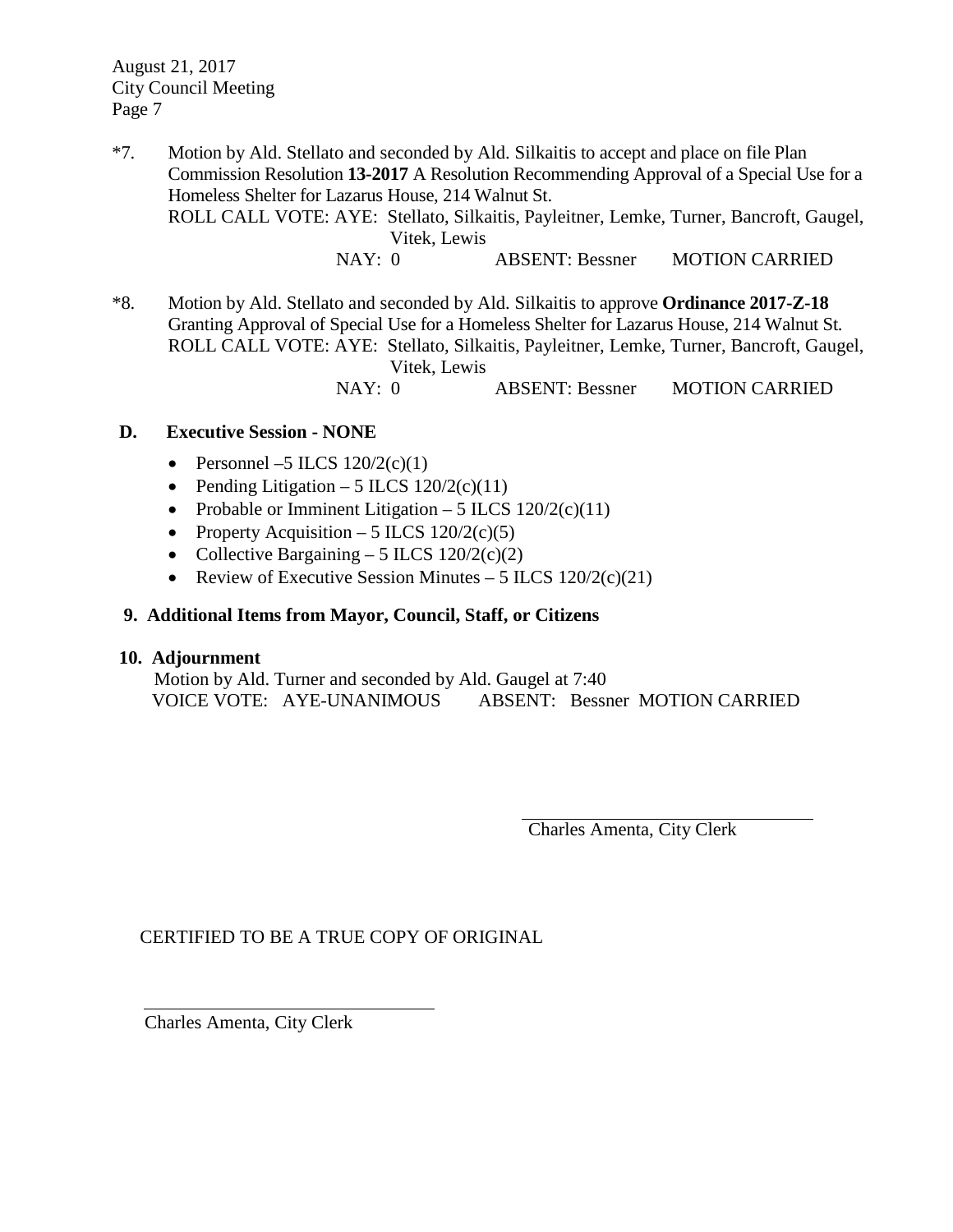*7. Motion by Ald. Stellato and seconded by Ald. Silkaitis to accept and place on file Plan Commission Resolution **13-2017** A Resolution Recommending Approval of a Special Use for a Homeless Shelter for Lazarus House, 214 Walnut St.
ROLL CALL VOTE: AYE: Stellato, Silkaitis, Payleitner, Lemke, Turner, Bancroft, Gaugel, Vitek, Lewis
NAY: 0 ABSENT: Bessner MOTION CARRIED

*8. Motion by Ald. Stellato and seconded by Ald. Silkaitis to approve **Ordinance 2017-Z-18** Granting Approval of Special Use for a Homeless Shelter for Lazarus House, 214 Walnut St.
ROLL CALL VOTE: AYE: Stellato, Silkaitis, Payleitner, Lemke, Turner, Bancroft, Gaugel, Vitek, Lewis
NAY: 0 ABSENT: Bessner MOTION CARRIED

**D. Executive Session - NONE**

- Personnel –5 ILCS 120/2(c)(1)
- Pending Litigation – 5 ILCS 120/2(c)(11)
- Probable or Imminent Litigation – 5 ILCS 120/2(c)(11)
- Property Acquisition – 5 ILCS 120/2(c)(5)
- Collective Bargaining – 5 ILCS 120/2(c)(2)
- Review of Executive Session Minutes – 5 ILCS 120/2(c)(21)

**9. Additional Items from Mayor, Council, Staff, or Citizens**

**10. Adjournment**

Motion by Ald. Turner and seconded by Ald. Gaugel at 7:40
VOICE VOTE: AYE-UNANIMOUS ABSENT: Bessner MOTION CARRIED

Charles Amenta, City Clerk

CERTIFIED TO BE A TRUE COPY OF ORIGINAL

Charles Amenta, City Clerk